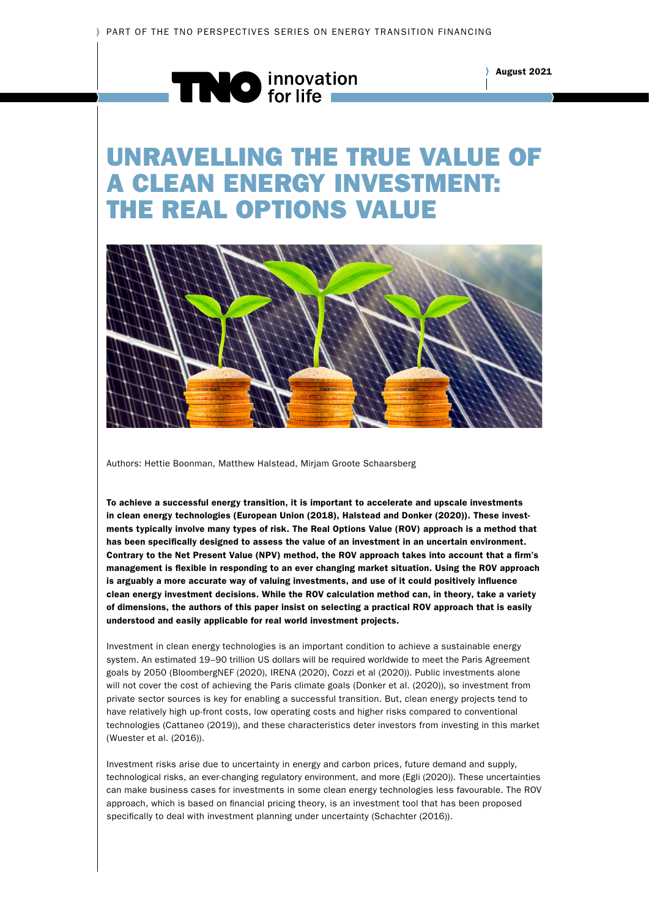PART OF THE TNO PERSPECTIVES SERIES ON ENERGY TRANSITION FINANCING

TNO innovation for life

August 2021

# UNRAVELLING THE TRUE VALUE OF A CLEAN ENERGY INVESTMENT: THE REAL OPTIONS VALUE

Authors: Hettie Boonman, Matthew Halstead, Mirjam Groote Schaarsberg

**To achieve a successful energy transition, it is important to accelerate and upscale investments in clean energy technologies (European Union (2018), Halstead and Donker (2020)). These investments typically involve many types of risk. The Real Options Value (ROV) approach is a method that has been specifically designed to assess the value of an investment in an uncertain environment. Contrary to the Net Present Value (NPV) method, the ROV approach takes into account that a firm's management is flexible in responding to an ever changing market situation. Using the ROV approach is arguably a more accurate way of valuing investments, and use of it could positively influence clean energy investment decisions. While the ROV calculation method can, in theory, take a variety of dimensions, the authors of this paper insist on selecting a practical ROV approach that is easily understood and easily applicable for real world investment projects.**

Investment in clean energy technologies is an important condition to achieve a sustainable energy system. An estimated 19–90 trillion US dollars will be required worldwide to meet the Paris Agreement goals by 2050 (BloombergNEF (2020), IRENA (2020), Cozzi et al (2020)). Public investments alone will not cover the cost of achieving the Paris climate goals (Donker et al. (2020)), so investment from private sector sources is key for enabling a successful transition. But, clean energy projects tend to have relatively high up-front costs, low operating costs and higher risks compared to conventional technologies (Cattaneo (2019)), and these characteristics deter investors from investing in this market (Wuester et al. (2016)).

Investment risks arise due to uncertainty in energy and carbon prices, future demand and supply, technological risks, an ever-changing regulatory environment, and more (Egli (2020)). These uncertainties can make business cases for investments in some clean energy technologies less favourable. The ROV approach, which is based on financial pricing theory, is an investment tool that has been proposed specifically to deal with investment planning under uncertainty (Schachter (2016)).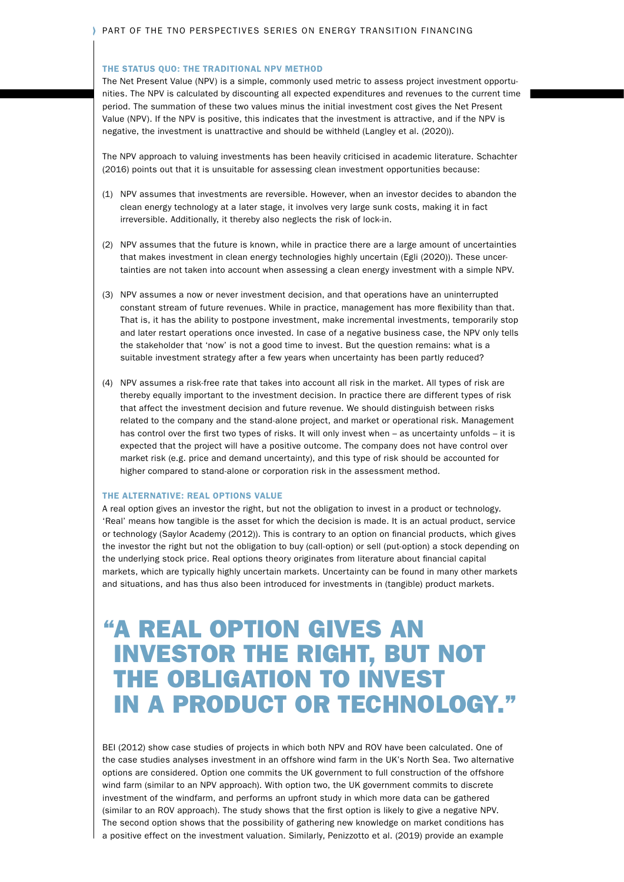## THE STATUS QUO: THE TRADITIONAL NPV METHOD

The Net Present Value (NPV) is a simple, commonly used metric to assess project investment opportunities. The NPV is calculated by discounting all expected expenditures and revenues to the current time period. The summation of these two values minus the initial investment cost gives the Net Present Value (NPV). If the NPV is positive, this indicates that the investment is attractive, and if the NPV is negative, the investment is unattractive and should be withheld (Langley et al. (2020)).

The NPV approach to valuing investments has been heavily criticised in academic literature. Schachter (2016) points out that it is unsuitable for assessing clean investment opportunities because:

(1) NPV assumes that investments are reversible. However, when an investor decides to abandon the clean energy technology at a later stage, it involves very large sunk costs, making it in fact irreversible. Additionally, it thereby also neglects the risk of lock-in.

(2) NPV assumes that the future is known, while in practice there are a large amount of uncertainties that makes investment in clean energy technologies highly uncertain (Egli (2020)). These uncertainties are not taken into account when assessing a clean energy investment with a simple NPV.

(3) NPV assumes a now or never investment decision, and that operations have an uninterrupted constant stream of future revenues. While in practice, management has more flexibility than that. That is, it has the ability to postpone investment, make incremental investments, temporarily stop and later restart operations once invested. In case of a negative business case, the NPV only tells the stakeholder that 'now' is not a good time to invest. But the question remains: what is a suitable investment strategy after a few years when uncertainty has been partly reduced?

(4) NPV assumes a risk-free rate that takes into account all risk in the market. All types of risk are thereby equally important to the investment decision. In practice there are different types of risk that affect the investment decision and future revenue. We should distinguish between risks related to the company and the stand-alone project, and market or operational risk. Management has control over the first two types of risks. It will only invest when – as uncertainty unfolds – it is expected that the project will have a positive outcome. The company does not have control over market risk (e.g. price and demand uncertainty), and this type of risk should be accounted for higher compared to stand-alone or corporation risk in the assessment method.

## THE ALTERNATIVE: REAL OPTIONS VALUE

A real option gives an investor the right, but not the obligation to invest in a product or technology. 'Real' means how tangible is the asset for which the decision is made. It is an actual product, service or technology (Saylor Academy (2012)). This is contrary to an option on financial products, which gives the investor the right but not the obligation to buy (call-option) or sell (put-option) a stock depending on the underlying stock price. Real options theory originates from literature about financial capital markets, which are typically highly uncertain markets. Uncertainty can be found in many other markets and situations, and has thus also been introduced for investments in (tangible) product markets.

> **"A REAL OPTION GIVES AN INVESTOR THE RIGHT, BUT NOT THE OBLIGATION TO INVEST IN A PRODUCT OR TECHNOLOGY."**

BEI (2012) show case studies of projects in which both NPV and ROV have been calculated. One of the case studies analyses investment in an offshore wind farm in the UK's North Sea. Two alternative options are considered. Option one commits the UK government to full construction of the offshore wind farm (similar to an NPV approach). With option two, the UK government commits to discrete investment of the windfarm, and performs an upfront study in which more data can be gathered (similar to an ROV approach). The study shows that the first option is likely to give a negative NPV. The second option shows that the possibility of gathering new knowledge on market conditions has a positive effect on the investment valuation. Similarly, Penizzotto et al. (2019) provide an example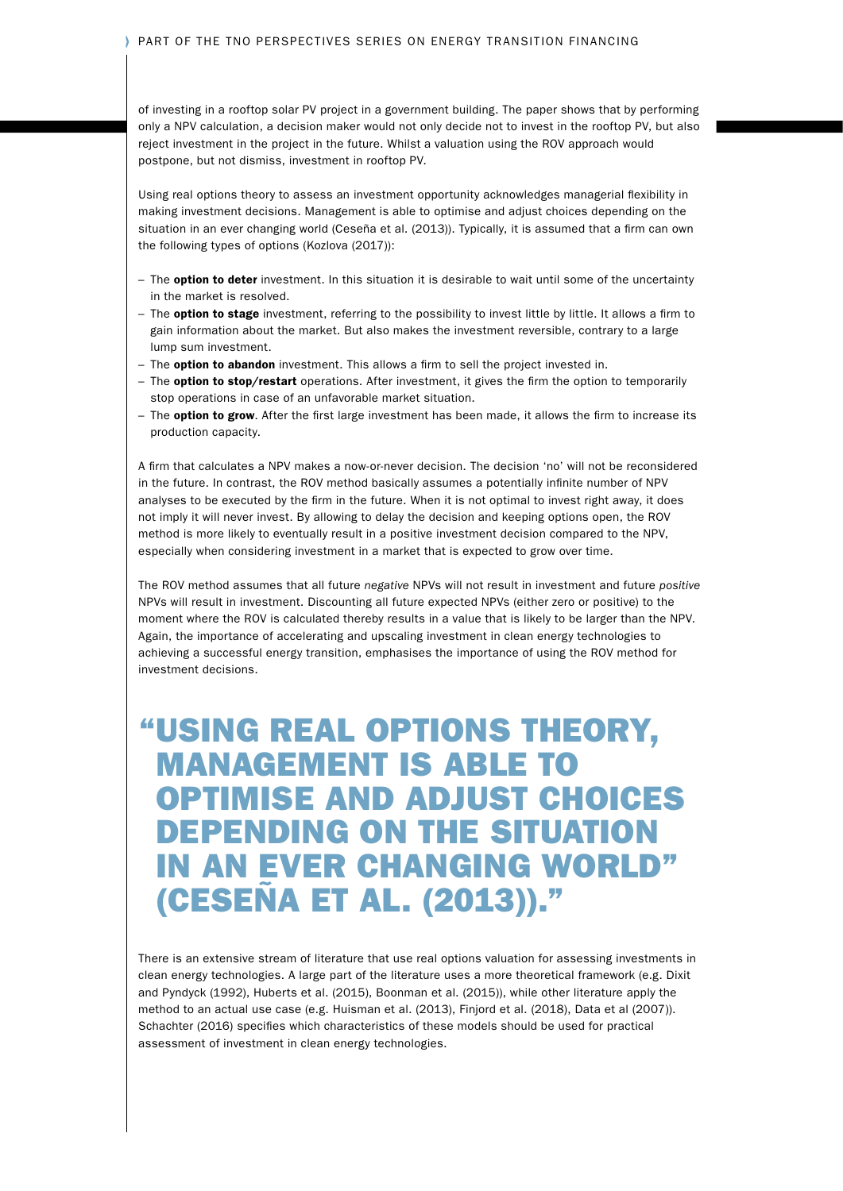of investing in a rooftop solar PV project in a government building. The paper shows that by performing only a NPV calculation, a decision maker would not only decide not to invest in the rooftop PV, but also reject investment in the project in the future. Whilst a valuation using the ROV approach would postpone, but not dismiss, investment in rooftop PV.

Using real options theory to assess an investment opportunity acknowledges managerial flexibility in making investment decisions. Management is able to optimise and adjust choices depending on the situation in an ever changing world (Ceseña et al. (2013)). Typically, it is assumed that a firm can own the following types of options (Kozlova (2017)):

- The **option to deter** investment. In this situation it is desirable to wait until some of the uncertainty in the market is resolved.
- The **option to stage** investment, referring to the possibility to invest little by little. It allows a firm to gain information about the market. But also makes the investment reversible, contrary to a large lump sum investment.
- The **option to abandon** investment. This allows a firm to sell the project invested in.
- The **option to stop/restart** operations. After investment, it gives the firm the option to temporarily stop operations in case of an unfavorable market situation.
- The **option to grow**. After the first large investment has been made, it allows the firm to increase its production capacity.

A firm that calculates a NPV makes a now-or-never decision. The decision 'no' will not be reconsidered in the future. In contrast, the ROV method basically assumes a potentially infinite number of NPV analyses to be executed by the firm in the future. When it is not optimal to invest right away, it does not imply it will never invest. By allowing to delay the decision and keeping options open, the ROV method is more likely to eventually result in a positive investment decision compared to the NPV, especially when considering investment in a market that is expected to grow over time.

The ROV method assumes that all future *negative* NPVs will not result in investment and future *positive* NPVs will result in investment. Discounting all future expected NPVs (either zero or positive) to the moment where the ROV is calculated thereby results in a value that is likely to be larger than the NPV. Again, the importance of accelerating and upscaling investment in clean energy technologies to achieving a successful energy transition, emphasises the importance of using the ROV method for investment decisions.

> **"USING REAL OPTIONS THEORY, MANAGEMENT IS ABLE TO OPTIMISE AND ADJUST CHOICES DEPENDING ON THE SITUATION IN AN EVER CHANGING WORLD" (CESEÑA ET AL. (2013))."**

There is an extensive stream of literature that use real options valuation for assessing investments in clean energy technologies. A large part of the literature uses a more theoretical framework (e.g. Dixit and Pyndyck (1992), Huberts et al. (2015), Boonman et al. (2015)), while other literature apply the method to an actual use case (e.g. Huisman et al. (2013), Finjord et al. (2018), Data et al (2007)). Schachter (2016) specifies which characteristics of these models should be used for practical assessment of investment in clean energy technologies.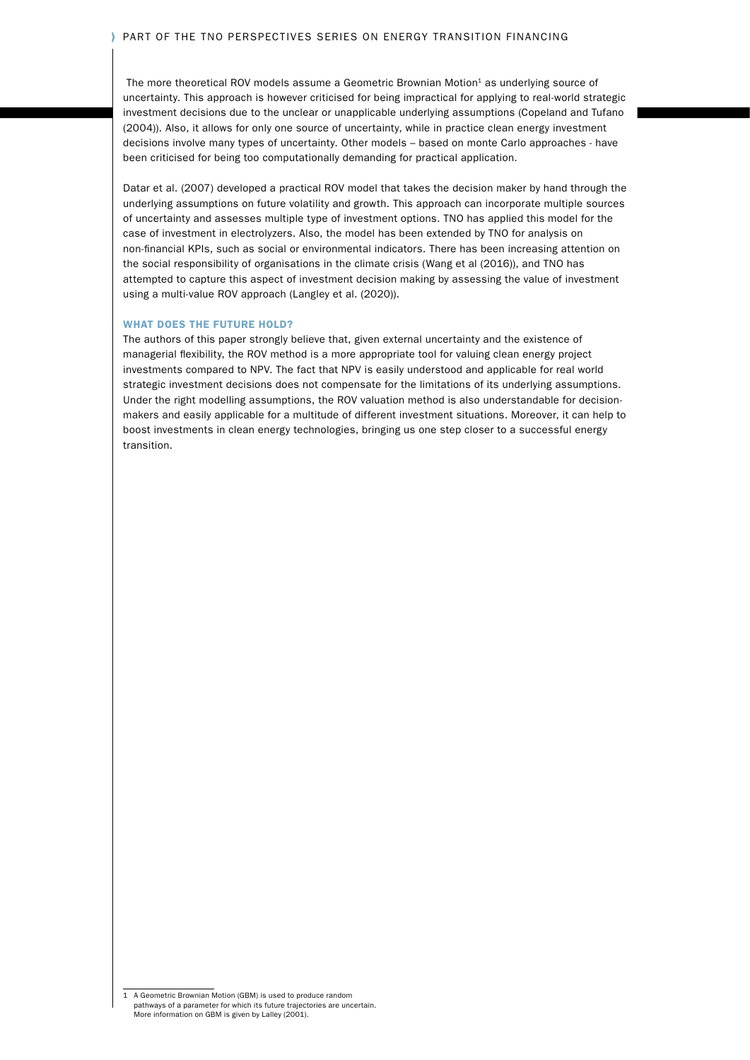The more theoretical ROV models assume a Geometric Brownian Motion[1] as underlying source of uncertainty. This approach is however criticised for being impractical for applying to real-world strategic investment decisions due to the unclear or unapplicable underlying assumptions (Copeland and Tufano (2004)). Also, it allows for only one source of uncertainty, while in practice clean energy investment decisions involve many types of uncertainty. Other models – based on monte Carlo approaches - have been criticised for being too computationally demanding for practical application.

Datar et al. (2007) developed a practical ROV model that takes the decision maker by hand through the underlying assumptions on future volatility and growth. This approach can incorporate multiple sources of uncertainty and assesses multiple type of investment options. TNO has applied this model for the case of investment in electrolyzers. Also, the model has been extended by TNO for analysis on non-financial KPIs, such as social or environmental indicators. There has been increasing attention on the social responsibility of organisations in the climate crisis (Wang et al (2016)), and TNO has attempted to capture this aspect of investment decision making by assessing the value of investment using a multi-value ROV approach (Langley et al. (2020)).

### WHAT DOES THE FUTURE HOLD?

The authors of this paper strongly believe that, given external uncertainty and the existence of managerial flexibility, the ROV method is a more appropriate tool for valuing clean energy project investments compared to NPV. The fact that NPV is easily understood and applicable for real world strategic investment decisions does not compensate for the limitations of its underlying assumptions. Under the right modelling assumptions, the ROV valuation method is also understandable for decision-makers and easily applicable for a multitude of different investment situations. Moreover, it can help to boost investments in clean energy technologies, bringing us one step closer to a successful energy transition.

---

1 A Geometric Brownian Motion (GBM) is used to produce random pathways of a parameter for which its future trajectories are uncertain. More information on GBM is given by Lalley (2001).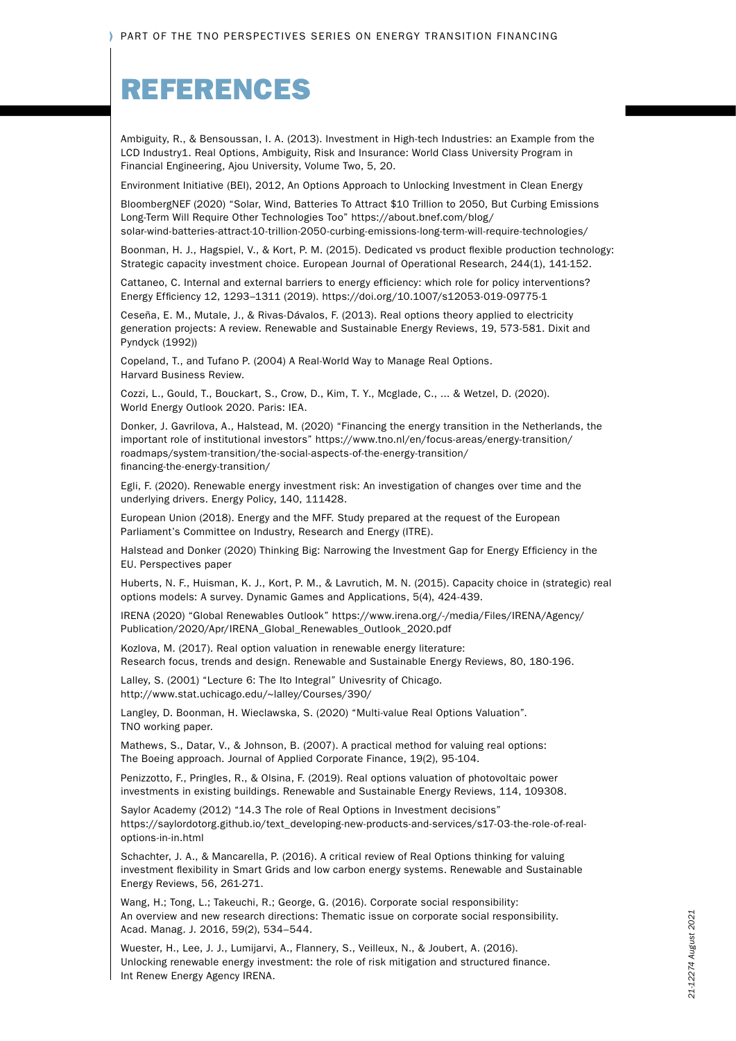# REFERENCES

Ambiguity, R., & Bensoussan, I. A. (2013). Investment in High-tech Industries: an Example from the LCD Industry1. Real Options, Ambiguity, Risk and Insurance: World Class University Program in Financial Engineering, Ajou University, Volume Two, 5, 20.

Environment Initiative (BEI), 2012, An Options Approach to Unlocking Investment in Clean Energy

BloombergNEF (2020) "Solar, Wind, Batteries To Attract $10 Trillion to 2050, But Curbing Emissions Long-Term Will Require Other Technologies Too" https://about.bnef.com/blog/solar-wind-batteries-attract-10-trillion-2050-curbing-emissions-long-term-will-require-technologies/

Boonman, H. J., Hagspiel, V., & Kort, P. M. (2015). Dedicated vs product flexible production technology: Strategic capacity investment choice. European Journal of Operational Research, 244(1), 141-152.

Cattaneo, C. Internal and external barriers to energy efficiency: which role for policy interventions? Energy Efficiency 12, 1293–1311 (2019). https://doi.org/10.1007/s12053-019-09775-1

Ceseña, E. M., Mutale, J., & Rivas-Dávalos, F. (2013). Real options theory applied to electricity generation projects: A review. Renewable and Sustainable Energy Reviews, 19, 573-581. Dixit and Pyndyck (1992))

Copeland, T., and Tufano P. (2004) A Real-World Way to Manage Real Options. Harvard Business Review.

Cozzi, L., Gould, T., Bouckart, S., Crow, D., Kim, T. Y., Mcglade, C., ... & Wetzel, D. (2020). World Energy Outlook 2020. Paris: IEA.

Donker, J. Gavrilova, A., Halstead, M. (2020) "Financing the energy transition in the Netherlands, the important role of institutional investors" https://www.tno.nl/en/focus-areas/energy-transition/roadmaps/system-transition/the-social-aspects-of-the-energy-transition/financing-the-energy-transition/

Egli, F. (2020). Renewable energy investment risk: An investigation of changes over time and the underlying drivers. Energy Policy, 140, 111428.

European Union (2018). Energy and the MFF. Study prepared at the request of the European Parliament's Committee on Industry, Research and Energy (ITRE).

Halstead and Donker (2020) Thinking Big: Narrowing the Investment Gap for Energy Efficiency in the EU. Perspectives paper

Huberts, N. F., Huisman, K. J., Kort, P. M., & Lavrutich, M. N. (2015). Capacity choice in (strategic) real options models: A survey. Dynamic Games and Applications, 5(4), 424-439.

IRENA (2020) "Global Renewables Outlook" https://www.irena.org/-/media/Files/IRENA/Agency/Publication/2020/Apr/IRENA_Global_Renewables_Outlook_2020.pdf

Kozlova, M. (2017). Real option valuation in renewable energy literature: Research focus, trends and design. Renewable and Sustainable Energy Reviews, 80, 180-196.

Lalley, S. (2001) "Lecture 6: The Ito Integral" Univesrity of Chicago. http://www.stat.uchicago.edu/~lalley/Courses/390/

Langley, D. Boonman, H. Wieclawska, S. (2020) "Multi-value Real Options Valuation". TNO working paper.

Mathews, S., Datar, V., & Johnson, B. (2007). A practical method for valuing real options: The Boeing approach. Journal of Applied Corporate Finance, 19(2), 95-104.

Penizzotto, F., Pringles, R., & Olsina, F. (2019). Real options valuation of photovoltaic power investments in existing buildings. Renewable and Sustainable Energy Reviews, 114, 109308.

Saylor Academy (2012) "14.3 The role of Real Options in Investment decisions" https://saylordotorg.github.io/text_developing-new-products-and-services/s17-03-the-role-of-real-options-in-in.html

Schachter, J. A., & Mancarella, P. (2016). A critical review of Real Options thinking for valuing investment flexibility in Smart Grids and low carbon energy systems. Renewable and Sustainable Energy Reviews, 56, 261-271.

Wang, H.; Tong, L.; Takeuchi, R.; George, G. (2016). Corporate social responsibility: An overview and new research directions: Thematic issue on corporate social responsibility. Acad. Manag. J. 2016, 59(2), 534–544.

Wuester, H., Lee, J. J., Lumijarvi, A., Flannery, S., Veilleux, N., & Joubert, A. (2016). Unlocking renewable energy investment: the role of risk mitigation and structured finance. Int Renew Energy Agency IRENA.

21-12274 August 2021